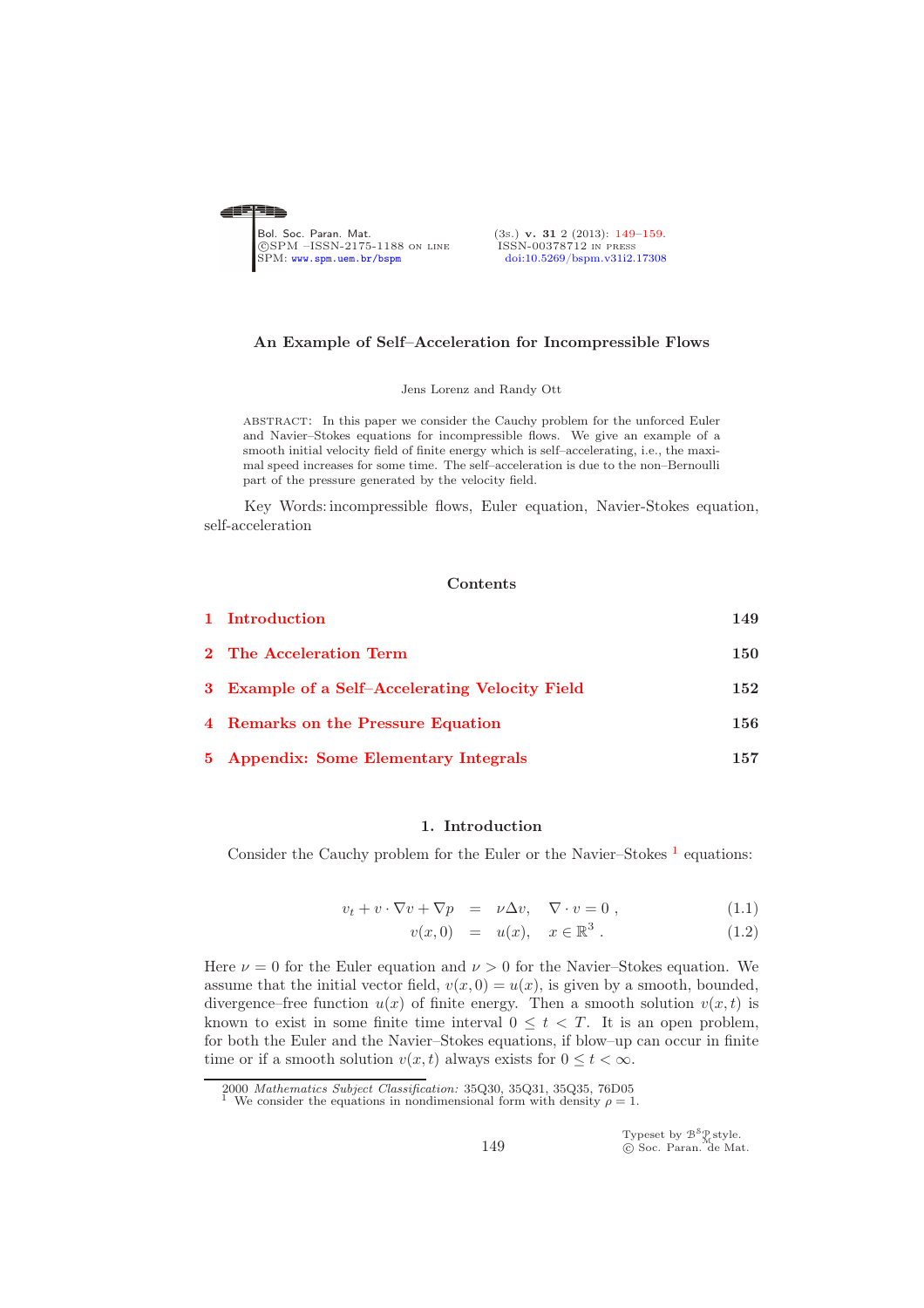# An Example of Self–Acceleration for Incompressible Flows

Jens Lorenz and Randy Ott

ABSTRACT: In this paper we consider the Cauchy problem for the unforced Euler and Navier–Stokes equations for incompressible flows. We give an example of a smooth initial velocity field of finite energy which is self–accelerating, i.e., the maximal speed increases for some time. The self–acceleration is due to the non–Bernoulli part of the pressure generated by the velocity field.

Key Words: incompressible flows, Euler equation, Navier-Stokes equation, self-acceleration

## Contents

| | | |
|---|---|---|
| 1 | Introduction | 149 |
| 2 | The Acceleration Term | 150 |
| 3 | Example of a Self–Accelerating Velocity Field | 152 |
| 4 | Remarks on the Pressure Equation | 156 |
| 5 | Appendix: Some Elementary Integrals | 157 |

## 1. Introduction

Consider the Cauchy problem for the Euler or the Navier–Stokes [1] equations:

$$
\begin{aligned}
v_t + v \cdot \nabla v + \nabla p &= \nu \Delta v, \quad \nabla \cdot v = 0\,, &(1.1)\\
v(x,0) &= u(x), \quad x \in \mathbb{R}^3\,. &(1.2)
\end{aligned}
$$

Here $\nu = 0$ for the Euler equation and $\nu > 0$ for the Navier–Stokes equation. We assume that the initial vector field, $v(x,0) = u(x)$, is given by a smooth, bounded, divergence–free function $u(x)$ of finite energy. Then a smooth solution $v(x,t)$ is known to exist in some finite time interval $0 \le t < T$. It is an open problem, for both the Euler and the Navier–Stokes equations, if blow–up can occur in finite time or if a smooth solution $v(x,t)$ always exists for $0 \le t < \infty$.

2000 *Mathematics Subject Classification:* 35Q30, 35Q31, 35Q35, 76D05

[1] We consider the equations in nondimensional form with density $\rho = 1$.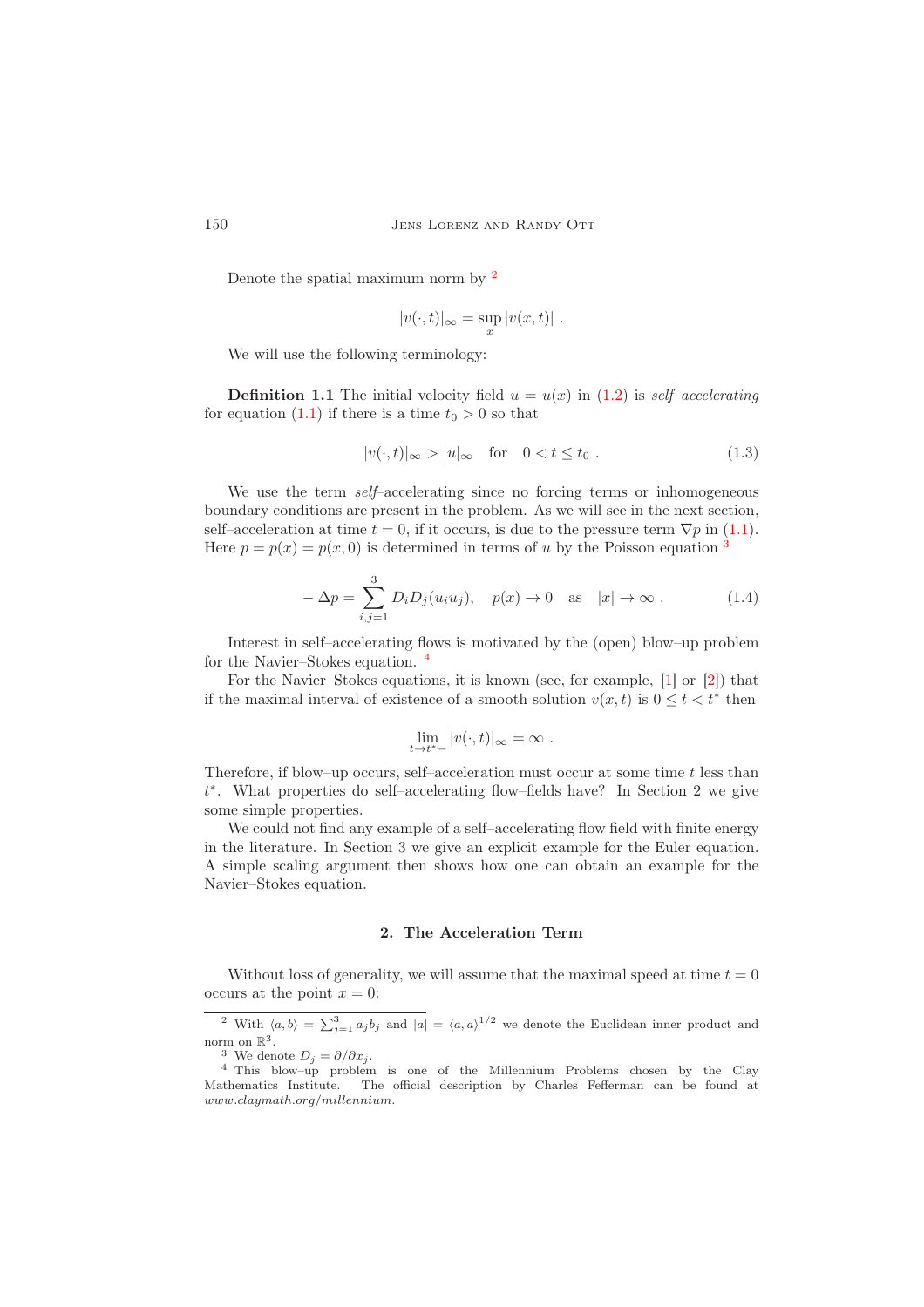Denote the spatial maximum norm by [2]

$$|v(\cdot,t)|_\infty = \sup_x |v(x,t)| \ .$$

We will use the following terminology:

**Definition 1.1** The initial velocity field $u = u(x)$ in (1.2) is *self–accelerating* for equation (1.1) if there is a time $t_0 > 0$ so that

$$|v(\cdot,t)|_\infty > |u|_\infty \quad \text{for} \quad 0 < t \le t_0 \ . \tag{1.3}$$

We use the term *self*–accelerating since no forcing terms or inhomogeneous boundary conditions are present in the problem. As we will see in the next section, self–acceleration at time $t = 0$, if it occurs, is due to the pressure term $\nabla p$ in (1.1). Here $p = p(x) = p(x,0)$ is determined in terms of $u$ by the Poisson equation [3]

$$-\Delta p = \sum_{i,j=1}^{3} D_i D_j (u_i u_j), \quad p(x) \to 0 \quad \text{as} \quad |x| \to \infty \ . \tag{1.4}$$

Interest in self–accelerating flows is motivated by the (open) blow–up problem for the Navier–Stokes equation. [4]

For the Navier–Stokes equations, it is known (see, for example, [1] or [2]) that if the maximal interval of existence of a smooth solution $v(x,t)$ is $0 \le t < t^*$ then

$$\lim_{t \to t^*-} |v(\cdot,t)|_\infty = \infty \ .$$

Therefore, if blow–up occurs, self–acceleration must occur at some time $t$ less than $t^*$. What properties do self–accelerating flow–fields have? In Section 2 we give some simple properties.

We could not find any example of a self–accelerating flow field with finite energy in the literature. In Section 3 we give an explicit example for the Euler equation. A simple scaling argument then shows how one can obtain an example for the Navier–Stokes equation.

## 2. The Acceleration Term

Without loss of generality, we will assume that the maximal speed at time $t = 0$ occurs at the point $x = 0$:

---

[2] With $\langle a,b\rangle = \sum_{j=1}^{3} a_j b_j$ and $|a| = \langle a,a\rangle^{1/2}$ we denote the Euclidean inner product and norm on $\mathbb{R}^3$.

[3] We denote $D_j = \partial/\partial x_j$.

[4] This blow–up problem is one of the Millennium Problems chosen by the Clay Mathematics Institute. The official description by Charles Fefferman can be found at *www.claymath.org/millennium*.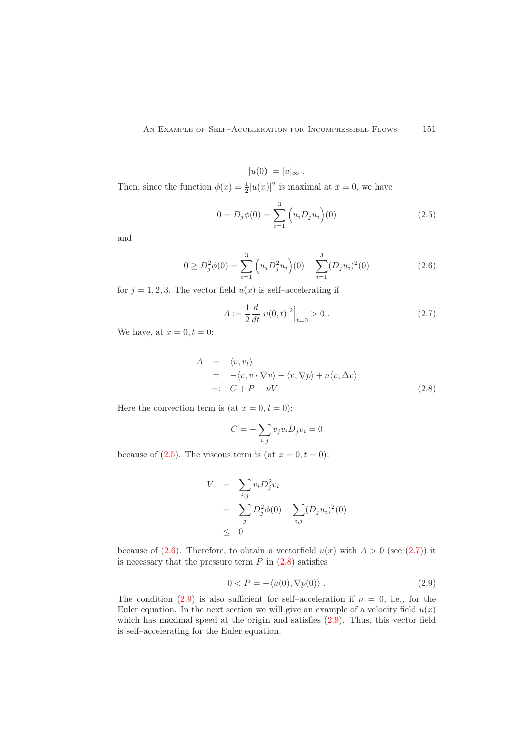$$|u(0)| = |u|_\infty \ .$$

Then, since the function $\phi(x) = \frac{1}{2}|u(x)|^2$ is maximal at $x = 0$, we have

$$0 = D_j\phi(0) = \sum_{i=1}^{3} \Big(u_i D_j u_i\Big)(0) \tag{2.5}$$

and

$$0 \geq D_j^2\phi(0) = \sum_{i=1}^{3} \Big(u_i D_j^2 u_i\Big)(0) + \sum_{i=1}^{3}(D_j u_i)^2(0) \tag{2.6}$$

for $j = 1, 2, 3$. The vector field $u(x)$ is self–accelerating if

$$A := \frac{1}{2}\frac{d}{dt}|v(0,t)|^2\Big|_{t=0} > 0 \ . \tag{2.7}$$

We have, at $x = 0, t = 0$:

$$\begin{aligned} A &= \langle v, v_t\rangle \\ &= -\langle v, v\cdot\nabla v\rangle - \langle v, \nabla p\rangle + \nu\langle v, \Delta v\rangle \\ &=: C + P + \nu V \end{aligned} \tag{2.8}$$

Here the convection term is (at $x = 0, t = 0$):

$$C = -\sum_{i,j} v_j v_i D_j v_i = 0$$

because of (2.5). The viscous term is (at $x = 0, t = 0$):

$$\begin{aligned} V &= \sum_{i,j} v_i D_j^2 v_i \\ &= \sum_j D_j^2\phi(0) - \sum_{i,j}(D_j u_i)^2(0) \\ &\leq 0 \end{aligned}$$

because of (2.6). Therefore, to obtain a vectorfield $u(x)$ with $A > 0$ (see (2.7)) it is necessary that the pressure term $P$ in (2.8) satisfies

$$0 < P = -\langle u(0), \nabla p(0)\rangle \ . \tag{2.9}$$

The condition (2.9) is also sufficient for self–acceleration if $\nu = 0$, i.e., for the Euler equation. In the next section we will give an example of a velocity field $u(x)$ which has maximal speed at the origin and satisfies (2.9). Thus, this vector field is self–accelerating for the Euler equation.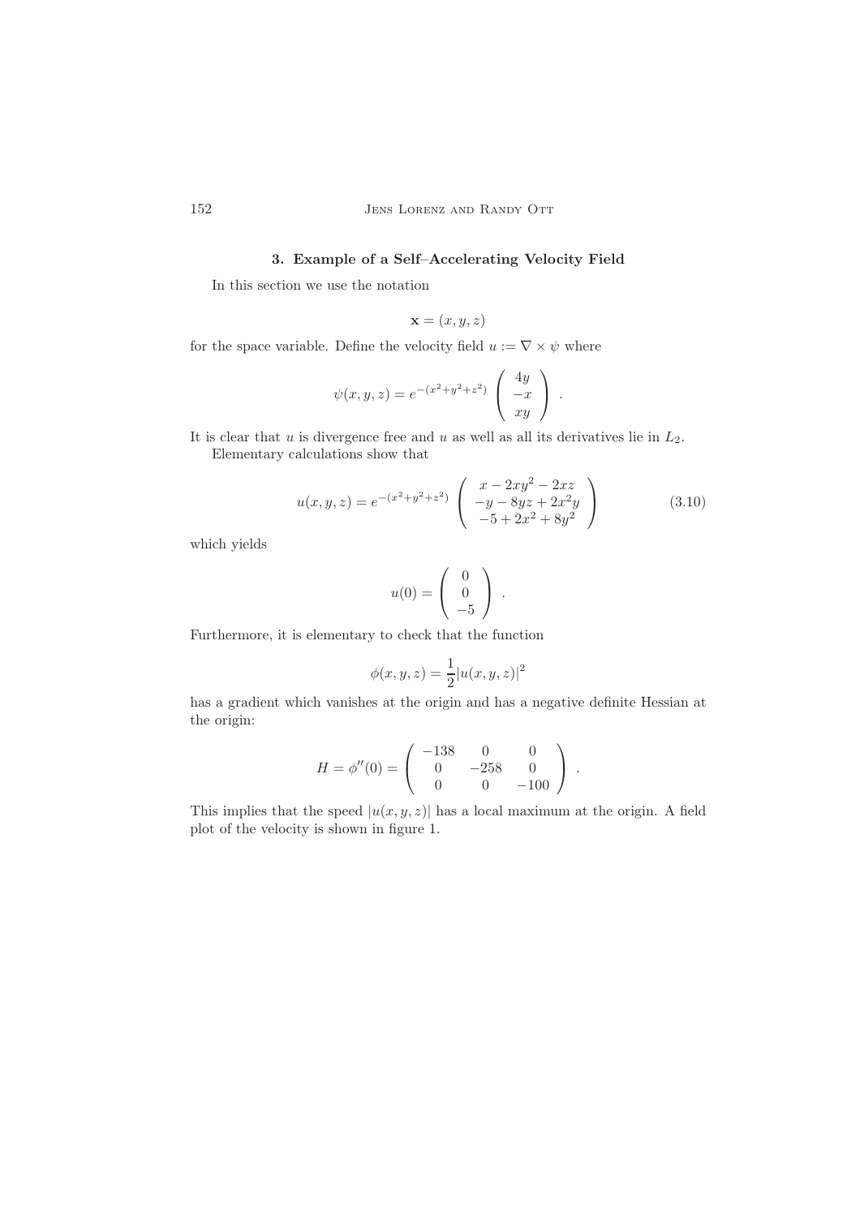## 3. Example of a Self–Accelerating Velocity Field

In this section we use the notation

$$\mathbf{x} = (x, y, z)$$

for the space variable. Define the velocity field $u := \nabla \times \psi$ where

$$\psi(x, y, z) = e^{-(x^2+y^2+z^2)} \begin{pmatrix} 4y \\ -x \\ xy \end{pmatrix} .$$

It is clear that $u$ is divergence free and $u$ as well as all its derivatives lie in $L_2$.

Elementary calculations show that

$$u(x, y, z) = e^{-(x^2+y^2+z^2)} \begin{pmatrix} x - 2xy^2 - 2xz \\ -y - 8yz + 2x^2 y \\ -5 + 2x^2 + 8y^2 \end{pmatrix} \tag{3.10}$$

which yields

$$u(0) = \begin{pmatrix} 0 \\ 0 \\ -5 \end{pmatrix} .$$

Furthermore, it is elementary to check that the function

$$\phi(x, y, z) = \frac{1}{2} |u(x, y, z)|^2$$

has a gradient which vanishes at the origin and has a negative definite Hessian at the origin:

$$H = \phi''(0) = \begin{pmatrix} -138 & 0 & 0 \\ 0 & -258 & 0 \\ 0 & 0 & -100 \end{pmatrix} .$$

This implies that the speed $|u(x, y, z)|$ has a local maximum at the origin. A field plot of the velocity is shown in figure 1.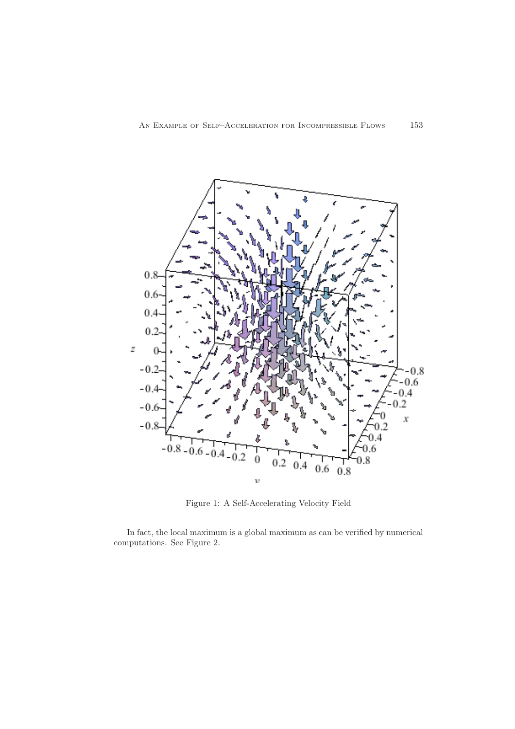Figure 1: A Self-Accelerating Velocity Field

In fact, the local maximum is a global maximum as can be verified by numerical computations. See Figure 2.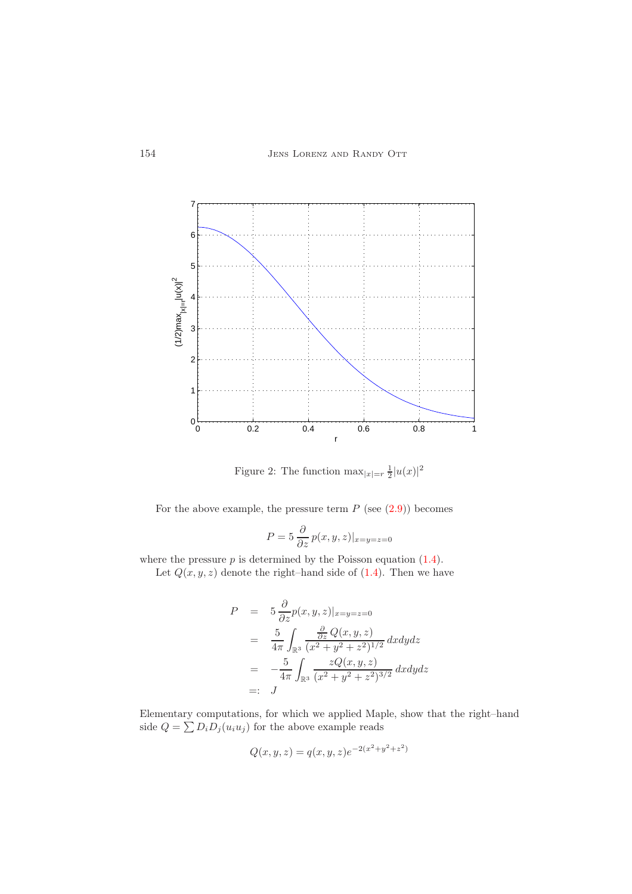Figure 2: The function $\max_{|x|=r} \frac{1}{2}|u(x)|^2$

For the above example, the pressure term $P$ (see (2.9)) becomes

$$P = 5\,\frac{\partial}{\partial z}\,p(x,y,z)|_{x=y=z=0}$$

where the pressure $p$ is determined by the Poisson equation (1.4).

Let $Q(x,y,z)$ denote the right–hand side of (1.4). Then we have

$$\begin{aligned}
P &= 5\,\frac{\partial}{\partial z} p(x,y,z)|_{x=y=z=0} \\
&= \frac{5}{4\pi}\int_{\mathbb{R}^3} \frac{\frac{\partial}{\partial z}\,Q(x,y,z)}{(x^2+y^2+z^2)^{1/2}}\,dxdydz \\
&= -\frac{5}{4\pi}\int_{\mathbb{R}^3} \frac{zQ(x,y,z)}{(x^2+y^2+z^2)^{3/2}}\,dxdydz \\
&=: J
\end{aligned}$$

Elementary computations, for which we applied Maple, show that the right–hand side $Q = \sum D_i D_j(u_i u_j)$ for the above example reads

$$Q(x,y,z) = q(x,y,z)e^{-2(x^2+y^2+z^2)}$$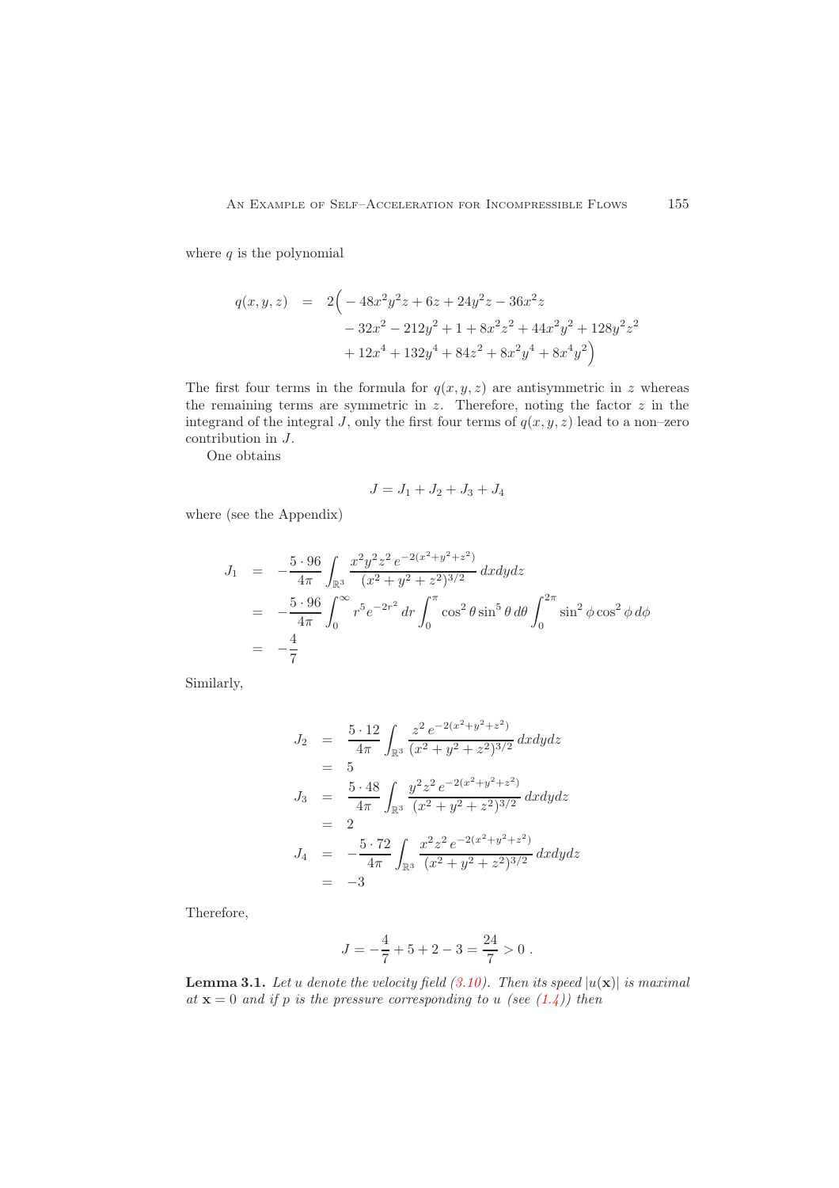where $q$ is the polynomial

$$
\begin{aligned}
q(x,y,z) \;=\; & 2\Big( -48x^2y^2z + 6z + 24y^2z - 36x^2z \\
& - 32x^2 - 212y^2 + 1 + 8x^2z^2 + 44x^2y^2 + 128y^2z^2 \\
& + 12x^4 + 132y^4 + 84z^2 + 8x^2y^4 + 8x^4y^2 \Big)
\end{aligned}
$$

The first four terms in the formula for $q(x,y,z)$ are antisymmetric in $z$ whereas the remaining terms are symmetric in $z$. Therefore, noting the factor $z$ in the integrand of the integral $J$, only the first four terms of $q(x,y,z)$ lead to a non–zero contribution in $J$.

One obtains

$$
J = J_1 + J_2 + J_3 + J_4
$$

where (see the Appendix)

$$
\begin{aligned}
J_1 &= -\frac{5\cdot 96}{4\pi}\int_{\mathbb{R}^3} \frac{x^2y^2z^2\, e^{-2(x^2+y^2+z^2)}}{(x^2+y^2+z^2)^{3/2}}\, dxdydz \\
&= -\frac{5\cdot 96}{4\pi}\int_0^\infty r^5 e^{-2r^2}\, dr \int_0^\pi \cos^2\theta \sin^5\theta \, d\theta \int_0^{2\pi} \sin^2\phi \cos^2\phi \, d\phi \\
&= -\frac{4}{7}
\end{aligned}
$$

Similarly,

$$
\begin{aligned}
J_2 &= \frac{5\cdot 12}{4\pi}\int_{\mathbb{R}^3} \frac{z^2\, e^{-2(x^2+y^2+z^2)}}{(x^2+y^2+z^2)^{3/2}}\, dxdydz \\
&= 5 \\
J_3 &= \frac{5\cdot 48}{4\pi}\int_{\mathbb{R}^3} \frac{y^2z^2\, e^{-2(x^2+y^2+z^2)}}{(x^2+y^2+z^2)^{3/2}}\, dxdydz \\
&= 2 \\
J_4 &= -\frac{5\cdot 72}{4\pi}\int_{\mathbb{R}^3} \frac{x^2z^2\, e^{-2(x^2+y^2+z^2)}}{(x^2+y^2+z^2)^{3/2}}\, dxdydz \\
&= -3
\end{aligned}
$$

Therefore,

$$
J = -\frac{4}{7} + 5 + 2 - 3 = \frac{24}{7} > 0 \, .
$$

**Lemma 3.1.** *Let $u$ denote the velocity field (3.10). Then its speed $|u(\mathbf{x})|$ is maximal at $\mathbf{x} = 0$ and if $p$ is the pressure corresponding to $u$ (see (1.4)) then*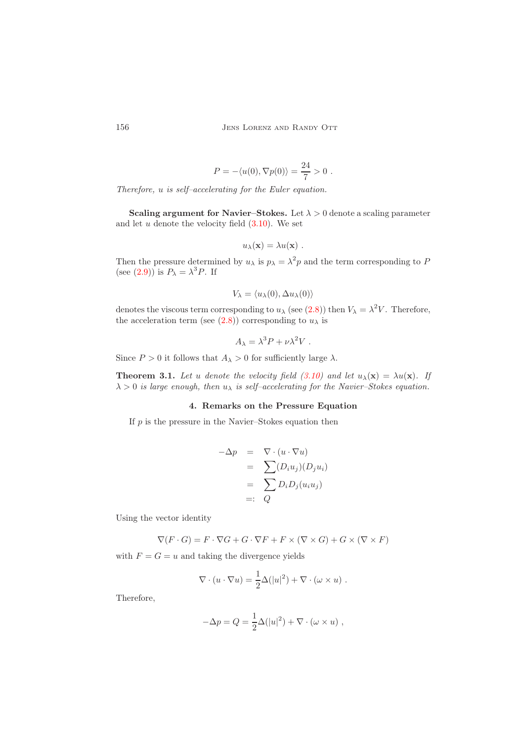$$P = -\langle u(0), \nabla p(0) \rangle = \frac{24}{7} > 0 \ .$$

*Therefore, $u$ is self–accelerating for the Euler equation.*

**Scaling argument for Navier–Stokes.** Let $\lambda > 0$ denote a scaling parameter and let $u$ denote the velocity field (3.10). We set

$$u_\lambda(\mathbf{x}) = \lambda u(\mathbf{x}) \ .$$

Then the pressure determined by $u_\lambda$ is $p_\lambda = \lambda^2 p$ and the term corresponding to $P$ (see (2.9)) is $P_\lambda = \lambda^3 P$. If

$$V_\lambda = \langle u_\lambda(0), \Delta u_\lambda(0) \rangle$$

denotes the viscous term corresponding to $u_\lambda$ (see (2.8)) then $V_\lambda = \lambda^2 V$. Therefore, the acceleration term (see (2.8)) corresponding to $u_\lambda$ is

$$A_\lambda = \lambda^3 P + \nu \lambda^2 V \ .$$

Since $P > 0$ it follows that $A_\lambda > 0$ for sufficiently large $\lambda$.

**Theorem 3.1.** *Let $u$ denote the velocity field (3.10) and let $u_\lambda(\mathbf{x}) = \lambda u(\mathbf{x})$. If $\lambda > 0$ is large enough, then $u_\lambda$ is self–accelerating for the Navier–Stokes equation.*

## 4. Remarks on the Pressure Equation

If $p$ is the pressure in the Navier–Stokes equation then

$$\begin{aligned} -\Delta p &= \nabla \cdot (u \cdot \nabla u) \\ &= \sum (D_i u_j)(D_j u_i) \\ &= \sum D_i D_j (u_i u_j) \\ &=: Q \end{aligned}$$

Using the vector identity

$$\nabla (F \cdot G) = F \cdot \nabla G + G \cdot \nabla F + F \times (\nabla \times G) + G \times (\nabla \times F)$$

with $F = G = u$ and taking the divergence yields

$$\nabla \cdot (u \cdot \nabla u) = \frac{1}{2} \Delta (|u|^2) + \nabla \cdot (\omega \times u) \ .$$

Therefore,

$$-\Delta p = Q = \frac{1}{2} \Delta (|u|^2) + \nabla \cdot (\omega \times u) \ ,$$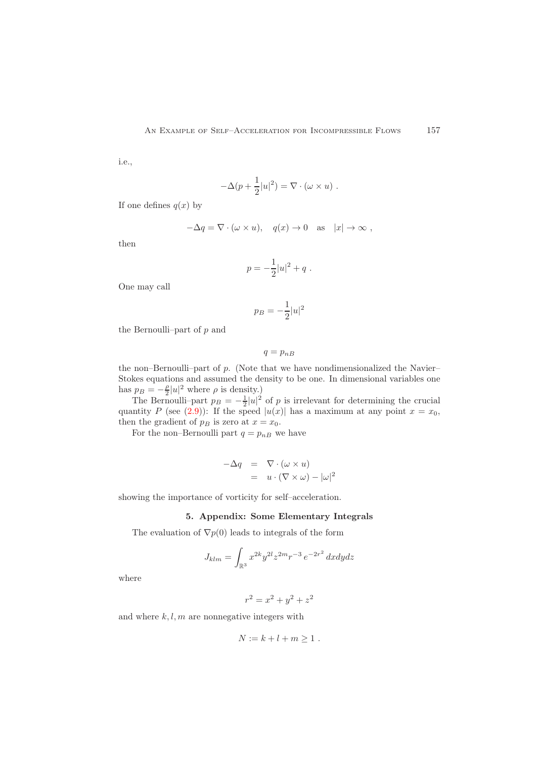i.e.,

$$-\Delta(p + \frac{1}{2}|u|^2) = \nabla \cdot (\omega \times u) \ .$$

If one defines $q(x)$ by

$$-\Delta q = \nabla \cdot (\omega \times u), \quad q(x) \to 0 \quad \text{as} \quad |x| \to \infty \ ,$$

then

$$p = -\frac{1}{2}|u|^2 + q \ .$$

One may call

$$p_B = -\frac{1}{2}|u|^2$$

the Bernoulli–part of $p$ and

$$q = p_{nB}$$

the non–Bernoulli–part of $p$. (Note that we have nondimensionalized the Navier–Stokes equations and assumed the density to be one. In dimensional variables one has $p_B = -\frac{\rho}{2}|u|^2$ where $\rho$ is density.)

The Bernoulli–part $p_B = -\frac{1}{2}|u|^2$ of $p$ is irrelevant for determining the crucial quantity $P$ (see (2.9)): If the speed $|u(x)|$ has a maximum at any point $x = x_0$, then the gradient of $p_B$ is zero at $x = x_0$.

For the non–Bernoulli part $q = p_{nB}$ we have

$$\begin{aligned} -\Delta q &= \nabla \cdot (\omega \times u) \\ &= u \cdot (\nabla \times \omega) - |\omega|^2 \end{aligned}$$

showing the importance of vorticity for self–acceleration.

## 5. Appendix: Some Elementary Integrals

The evaluation of $\nabla p(0)$ leads to integrals of the form

$$J_{klm} = \int_{\mathbb{R}^3} x^{2k} y^{2l} z^{2m} r^{-3} \, e^{-2r^2} \, dxdydz$$

where

$$r^2 = x^2 + y^2 + z^2$$

and where $k, l, m$ are nonnegative integers with

$$N := k + l + m \geq 1 \ .$$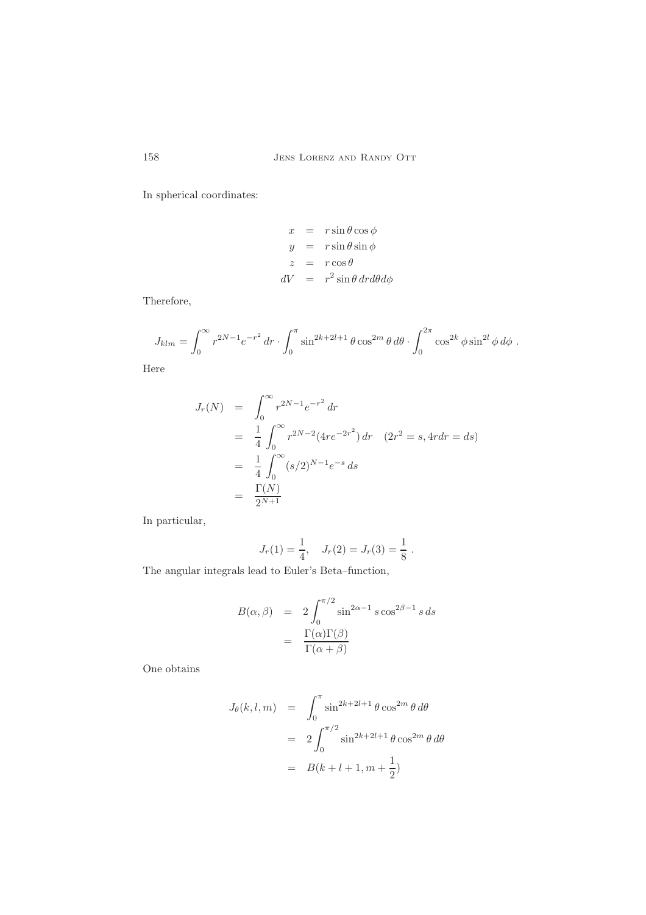In spherical coordinates:

$$
\begin{aligned}
x &= r \sin\theta \cos\phi \\
y &= r \sin\theta \sin\phi \\
z &= r \cos\theta \\
dV &= r^2 \sin\theta \, dr d\theta d\phi
\end{aligned}
$$

Therefore,

$$
J_{klm} = \int_0^\infty r^{2N-1} e^{-r^2} \, dr \cdot \int_0^\pi \sin^{2k+2l+1}\theta \cos^{2m}\theta \, d\theta \cdot \int_0^{2\pi} \cos^{2k}\phi \sin^{2l}\phi \, d\phi \; .
$$

Here

$$
\begin{aligned}
J_r(N) &= \int_0^\infty r^{2N-1} e^{-r^2} \, dr \\
&= \frac{1}{4} \int_0^\infty r^{2N-2} (4re^{-2r^2}) \, dr \quad (2r^2 = s, 4rdr = ds) \\
&= \frac{1}{4} \int_0^\infty (s/2)^{N-1} e^{-s} \, ds \\
&= \frac{\Gamma(N)}{2^{N+1}}
\end{aligned}
$$

In particular,

$$
J_r(1) = \frac{1}{4}, \quad J_r(2) = J_r(3) = \frac{1}{8} \; .
$$

The angular integrals lead to Euler's Beta–function,

$$
\begin{aligned}
B(\alpha, \beta) &= 2 \int_0^{\pi/2} \sin^{2\alpha-1} s \cos^{2\beta-1} s \, ds \\
&= \frac{\Gamma(\alpha)\Gamma(\beta)}{\Gamma(\alpha+\beta)}
\end{aligned}
$$

One obtains

$$
\begin{aligned}
J_\theta(k, l, m) &= \int_0^\pi \sin^{2k+2l+1}\theta \cos^{2m}\theta \, d\theta \\
&= 2 \int_0^{\pi/2} \sin^{2k+2l+1}\theta \cos^{2m}\theta \, d\theta \\
&= B(k+l+1, m+\frac{1}{2})
\end{aligned}
$$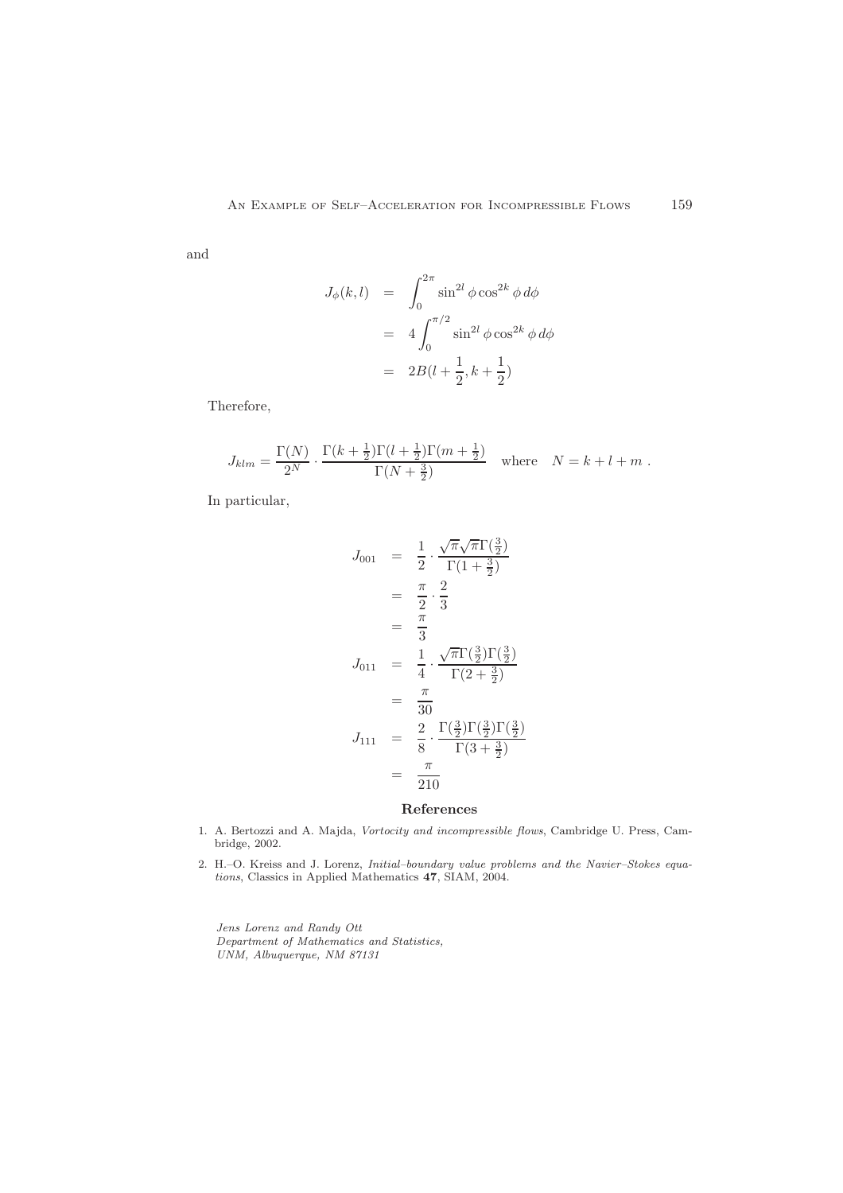and

$$
\begin{aligned}
J_\phi(k,l) &= \int_0^{2\pi} \sin^{2l}\phi \cos^{2k}\phi \, d\phi \\
&= 4\int_0^{\pi/2} \sin^{2l}\phi \cos^{2k}\phi \, d\phi \\
&= 2B(l+\frac{1}{2}, k+\frac{1}{2})
\end{aligned}
$$

Therefore,

$$
J_{klm} = \frac{\Gamma(N)}{2^N} \cdot \frac{\Gamma(k+\frac{1}{2})\Gamma(l+\frac{1}{2})\Gamma(m+\frac{1}{2})}{\Gamma(N+\frac{3}{2})} \quad \text{where} \quad N = k+l+m \; .
$$

In particular,

$$
\begin{aligned}
J_{001} &= \frac{1}{2} \cdot \frac{\sqrt{\pi}\sqrt{\pi}\Gamma(\frac{3}{2})}{\Gamma(1+\frac{3}{2})} \\
&= \frac{\pi}{2} \cdot \frac{2}{3} \\
&= \frac{\pi}{3} \\
J_{011} &= \frac{1}{4} \cdot \frac{\sqrt{\pi}\Gamma(\frac{3}{2})\Gamma(\frac{3}{2})}{\Gamma(2+\frac{3}{2})} \\
&= \frac{\pi}{30} \\
J_{111} &= \frac{2}{8} \cdot \frac{\Gamma(\frac{3}{2})\Gamma(\frac{3}{2})\Gamma(\frac{3}{2})}{\Gamma(3+\frac{3}{2})} \\
&= \frac{\pi}{210}
\end{aligned}
$$

## References

1. A. Bertozzi and A. Majda, *Vortocity and incompressible flows*, Cambridge U. Press, Cambridge, 2002.

2. H.–O. Kreiss and J. Lorenz, *Initial–boundary value problems and the Navier–Stokes equations*, Classics in Applied Mathematics **47**, SIAM, 2004.

*Jens Lorenz and Randy Ott*
*Department of Mathematics and Statistics,*
*UNM, Albuquerque, NM 87131*